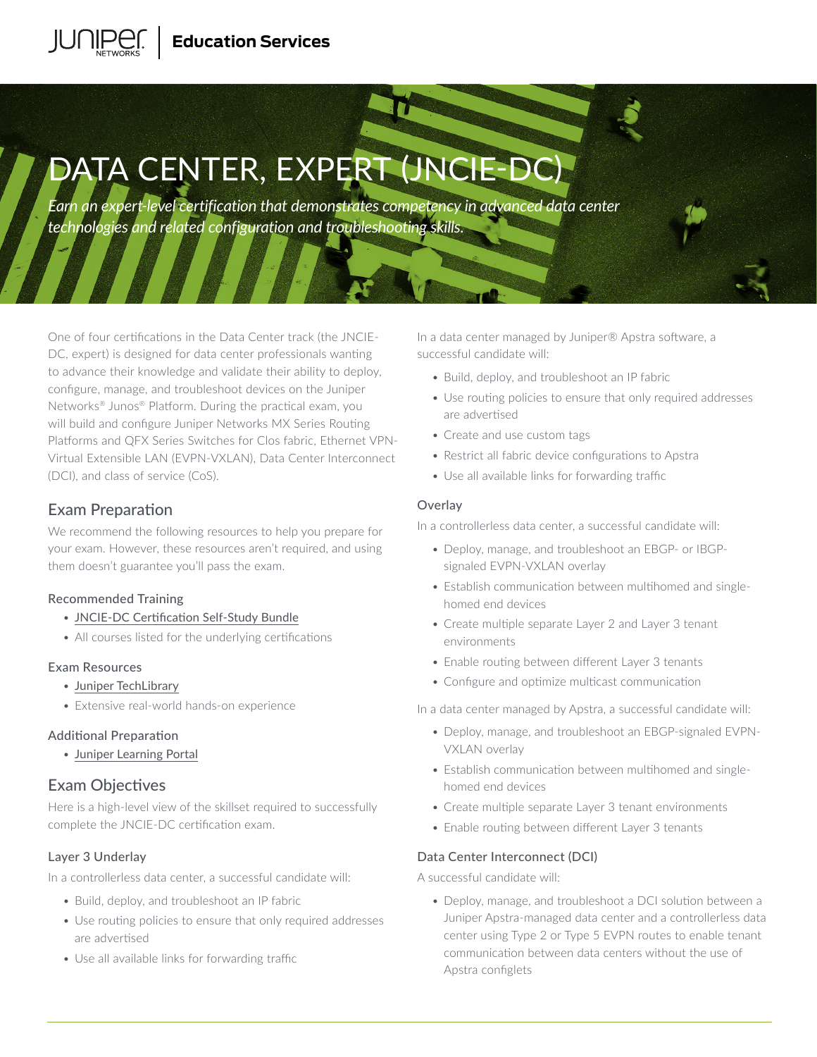Juniper Networks | Education Services

# DATA CENTER, EXPERT (JNCIE-DC)

*Earn an expert-level certification that demonstrates competency in advanced data center technologies and related configuration and troubleshooting skills.*

One of four certifications in the Data Center track (the JNCIE-DC, expert) is designed for data center professionals wanting to advance their knowledge and validate their ability to deploy, configure, manage, and troubleshoot devices on the Juniper Networks® Junos® Platform. During the practical exam, you will build and configure Juniper Networks MX Series Routing Platforms and QFX Series Switches for Clos fabric, Ethernet VPN-Virtual Extensible LAN (EVPN-VXLAN), Data Center Interconnect (DCI), and class of service (CoS).

## Exam Preparation

We recommend the following resources to help you prepare for your exam. However, these resources aren't required, and using them doesn't guarantee you'll pass the exam.

### Recommended Training

- JNCIE-DC Certification Self-Study Bundle
- All courses listed for the underlying certifications

### Exam Resources

- Juniper TechLibrary
- Extensive real-world hands-on experience

### Additional Preparation

- Juniper Learning Portal

## Exam Objectives

Here is a high-level view of the skillset required to successfully complete the JNCIE-DC certification exam.

### Layer 3 Underlay

In a controllerless data center, a successful candidate will:

- Build, deploy, and troubleshoot an IP fabric
- Use routing policies to ensure that only required addresses are advertised
- Use all available links for forwarding traffic

In a data center managed by Juniper® Apstra software, a successful candidate will:

- Build, deploy, and troubleshoot an IP fabric
- Use routing policies to ensure that only required addresses are advertised
- Create and use custom tags
- Restrict all fabric device configurations to Apstra
- Use all available links for forwarding traffic

### Overlay

In a controllerless data center, a successful candidate will:

- Deploy, manage, and troubleshoot an EBGP- or IBGP-signaled EVPN-VXLAN overlay
- Establish communication between multihomed and single-homed end devices
- Create multiple separate Layer 2 and Layer 3 tenant environments
- Enable routing between different Layer 3 tenants
- Configure and optimize multicast communication

In a data center managed by Apstra, a successful candidate will:

- Deploy, manage, and troubleshoot an EBGP-signaled EVPN-VXLAN overlay
- Establish communication between multihomed and single-homed end devices
- Create multiple separate Layer 3 tenant environments
- Enable routing between different Layer 3 tenants

### Data Center Interconnect (DCI)

A successful candidate will:

- Deploy, manage, and troubleshoot a DCI solution between a Juniper Apstra-managed data center and a controllerless data center using Type 2 or Type 5 EVPN routes to enable tenant communication between data centers without the use of Apstra configlets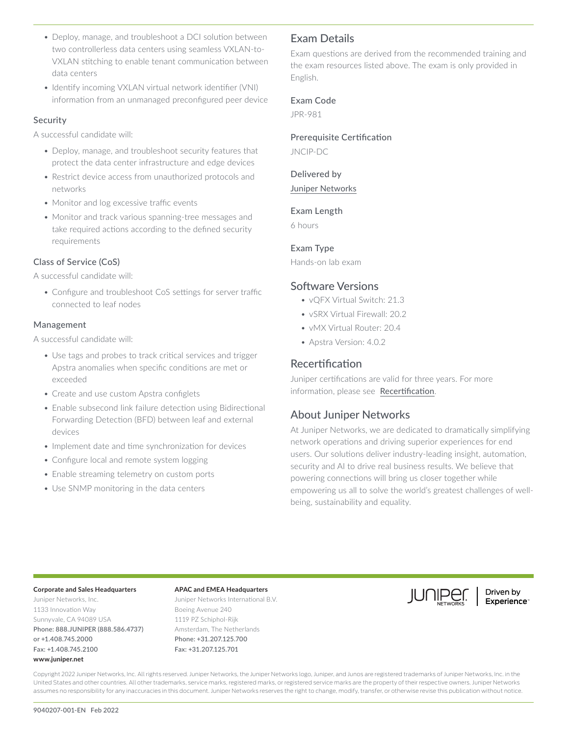- Deploy, manage, and troubleshoot a DCI solution between two controllerless data centers using seamless VXLAN-to-VXLAN stitching to enable tenant communication between data centers
- Identify incoming VXLAN virtual network identifier (VNI) information from an unmanaged preconfigured peer device

### Security

A successful candidate will:

- Deploy, manage, and troubleshoot security features that protect the data center infrastructure and edge devices
- Restrict device access from unauthorized protocols and networks
- Monitor and log excessive traffic events
- Monitor and track various spanning-tree messages and take required actions according to the defined security requirements

### Class of Service (CoS)

A successful candidate will:

- Configure and troubleshoot CoS settings for server traffic connected to leaf nodes

### Management

A successful candidate will:

- Use tags and probes to track critical services and trigger Apstra anomalies when specific conditions are met or exceeded
- Create and use custom Apstra configlets
- Enable subsecond link failure detection using Bidirectional Forwarding Detection (BFD) between leaf and external devices
- Implement date and time synchronization for devices
- Configure local and remote system logging
- Enable streaming telemetry on custom ports
- Use SNMP monitoring in the data centers

## Exam Details

Exam questions are derived from the recommended training and the exam resources listed above. The exam is only provided in English.

### Exam Code

JPR-981

### Prerequisite Certification

JNCIP-DC

### Delivered by

Juniper Networks

### Exam Length

6 hours

### Exam Type

Hands-on lab exam

## Software Versions

- vQFX Virtual Switch: 21.3
- vSRX Virtual Firewall: 20.2
- vMX Virtual Router: 20.4
- Apstra Version: 4.0.2

## Recertification

Juniper certifications are valid for three years. For more information, please see Recertification.

## About Juniper Networks

At Juniper Networks, we are dedicated to dramatically simplifying network operations and driving superior experiences for end users. Our solutions deliver industry-leading insight, automation, security and AI to drive real business results. We believe that powering connections will bring us closer together while empowering us all to solve the world's greatest challenges of well-being, sustainability and equality.

**Corporate and Sales Headquarters**
Juniper Networks, Inc.
1133 Innovation Way
Sunnyvale, CA 94089 USA
Phone: 888.JUNIPER (888.586.4737)
or +1.408.745.2000
Fax: +1.408.745.2100
**www.juniper.net**

**APAC and EMEA Headquarters**
Juniper Networks International B.V.
Boeing Avenue 240
1119 PZ Schiphol-Rijk
Amsterdam, The Netherlands
Phone: +31.207.125.700
Fax: +31.207.125.701

JUNIPER NETWORKS | Driven by Experience™

Copyright 2022 Juniper Networks, Inc. All rights reserved. Juniper Networks, the Juniper Networks logo, Juniper, and Junos are registered trademarks of Juniper Networks, Inc. in the United States and other countries. All other trademarks, service marks, registered marks, or registered service marks are the property of their respective owners. Juniper Networks assumes no responsibility for any inaccuracies in this document. Juniper Networks reserves the right to change, modify, transfer, or otherwise revise this publication without notice.

9040207-001-EN Feb 2022